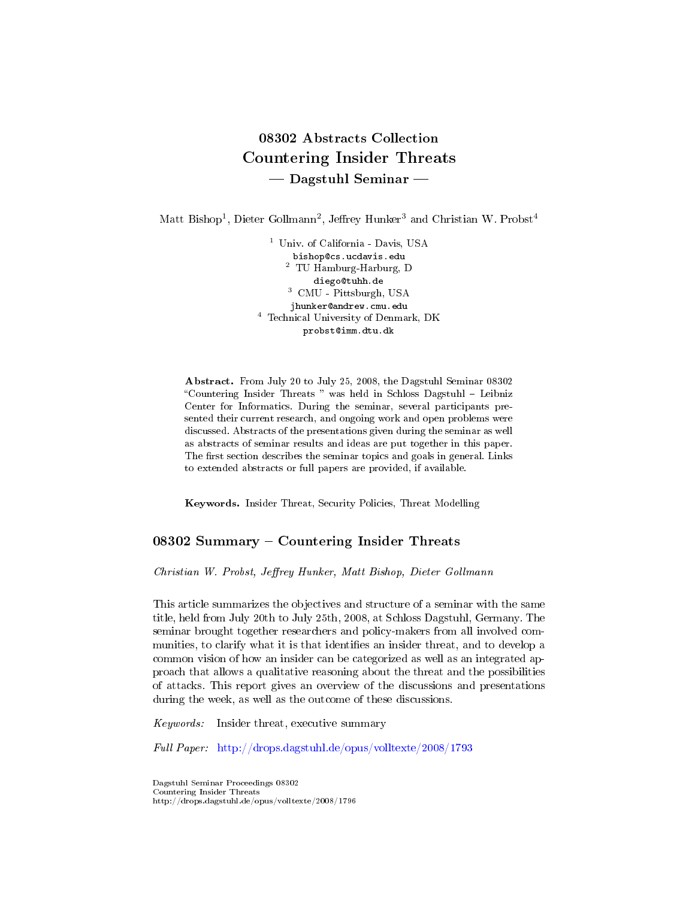# 08302 Abstracts Collection
# Countering Insider Threats
## — Dagstuhl Seminar —

Matt Bishop[1], Dieter Gollmann[2], Jeffrey Hunker[3] and Christian W. Probst[4]

[1] Univ. of California - Davis, USA
bishop@cs.ucdavis.edu
[2] TU Hamburg-Harburg, D
diego@tuhh.de
[3] CMU - Pittsburgh, USA
jhunker@andrew.cmu.edu
[4] Technical University of Denmark, DK
probst@imm.dtu.dk

**Abstract.** From July 20 to July 25, 2008, the Dagstuhl Seminar 08302 "Countering Insider Threats " was held in Schloss Dagstuhl – Leibniz Center for Informatics. During the seminar, several participants presented their current research, and ongoing work and open problems were discussed. Abstracts of the presentations given during the seminar as well as abstracts of seminar results and ideas are put together in this paper. The first section describes the seminar topics and goals in general. Links to extended abstracts or full papers are provided, if available.

**Keywords.** Insider Threat, Security Policies, Threat Modelling

## 08302 Summary – Countering Insider Threats

*Christian W. Probst, Jeffrey Hunker, Matt Bishop, Dieter Gollmann*

This article summarizes the objectives and structure of a seminar with the same title, held from July 20th to July 25th, 2008, at Schloss Dagstuhl, Germany. The seminar brought together researchers and policy-makers from all involved communities, to clarify what it is that identifies an insider threat, and to develop a common vision of how an insider can be categorized as well as an integrated approach that allows a qualitative reasoning about the threat and the possibilities of attacks. This report gives an overview of the discussions and presentations during the week, as well as the outcome of these discussions.

*Keywords:* Insider threat, executive summary

*Full Paper:* http://drops.dagstuhl.de/opus/volltexte/2008/1793

Dagstuhl Seminar Proceedings 08302
Countering Insider Threats
http://drops.dagstuhl.de/opus/volltexte/2008/1796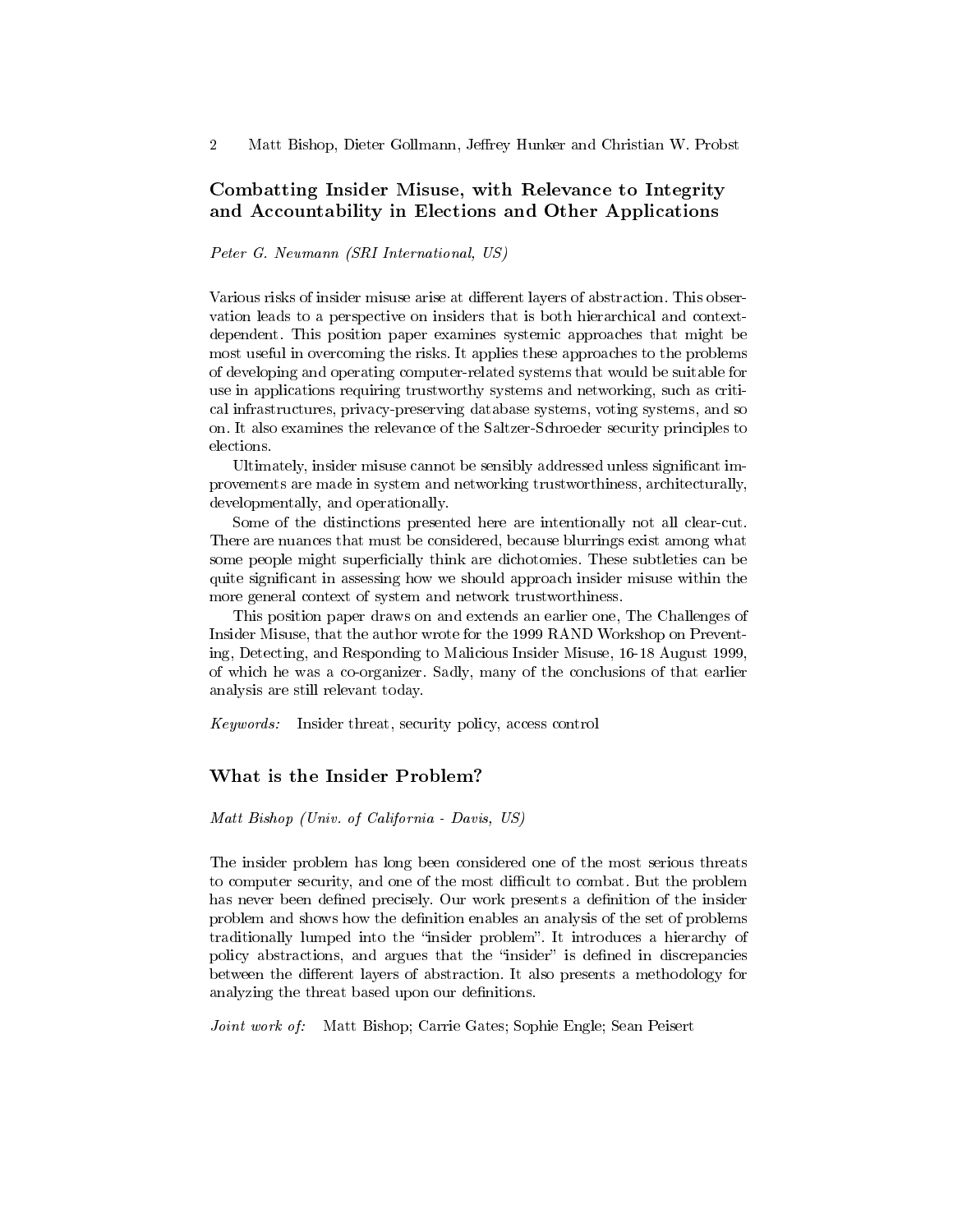## Combatting Insider Misuse, with Relevance to Integrity and Accountability in Elections and Other Applications

*Peter G. Neumann (SRI International, US)*

Various risks of insider misuse arise at different layers of abstraction. This observation leads to a perspective on insiders that is both hierarchical and context-dependent. This position paper examines systemic approaches that might be most useful in overcoming the risks. It applies these approaches to the problems of developing and operating computer-related systems that would be suitable for use in applications requiring trustworthy systems and networking, such as critical infrastructures, privacy-preserving database systems, voting systems, and so on. It also examines the relevance of the Saltzer-Schroeder security principles to elections.

Ultimately, insider misuse cannot be sensibly addressed unless significant improvements are made in system and networking trustworthiness, architecturally, developmentally, and operationally.

Some of the distinctions presented here are intentionally not all clear-cut. There are nuances that must be considered, because blurrings exist among what some people might superficially think are dichotomies. These subtleties can be quite significant in assessing how we should approach insider misuse within the more general context of system and network trustworthiness.

This position paper draws on and extends an earlier one, The Challenges of Insider Misuse, that the author wrote for the 1999 RAND Workshop on Preventing, Detecting, and Responding to Malicious Insider Misuse, 16-18 August 1999, of which he was a co-organizer. Sadly, many of the conclusions of that earlier analysis are still relevant today.

*Keywords:* Insider threat, security policy, access control

## What is the Insider Problem?

*Matt Bishop (Univ. of California - Davis, US)*

The insider problem has long been considered one of the most serious threats to computer security, and one of the most difficult to combat. But the problem has never been defined precisely. Our work presents a definition of the insider problem and shows how the definition enables an analysis of the set of problems traditionally lumped into the "insider problem". It introduces a hierarchy of policy abstractions, and argues that the "insider" is defined in discrepancies between the different layers of abstraction. It also presents a methodology for analyzing the threat based upon our definitions.

*Joint work of:* Matt Bishop; Carrie Gates; Sophie Engle; Sean Peisert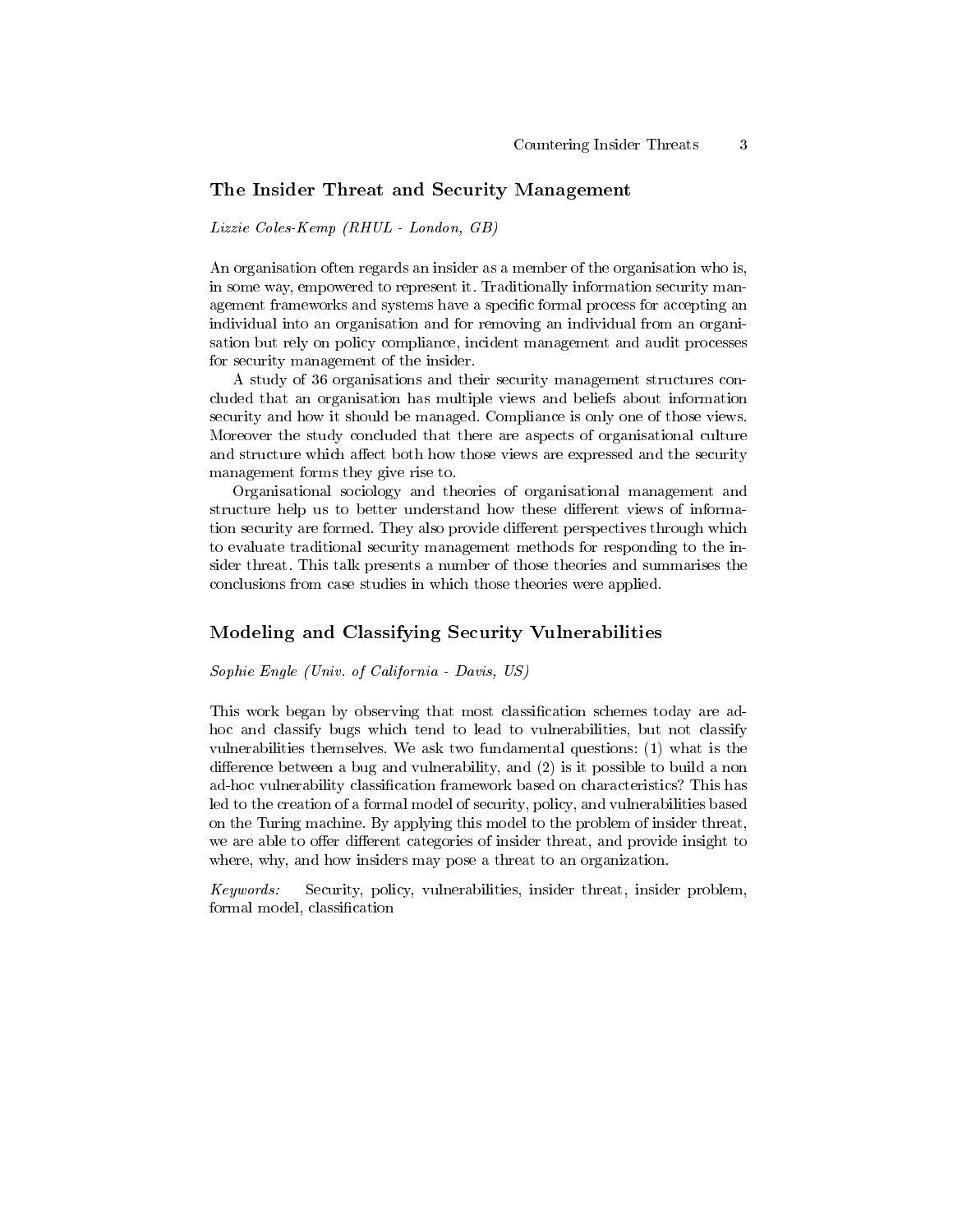## The Insider Threat and Security Management

*Lizzie Coles-Kemp (RHUL - London, GB)*

An organisation often regards an insider as a member of the organisation who is, in some way, empowered to represent it. Traditionally information security management frameworks and systems have a specific formal process for accepting an individual into an organisation and for removing an individual from an organisation but rely on policy compliance, incident management and audit processes for security management of the insider.

A study of 36 organisations and their security management structures concluded that an organisation has multiple views and beliefs about information security and how it should be managed. Compliance is only one of those views. Moreover the study concluded that there are aspects of organisational culture and structure which affect both how those views are expressed and the security management forms they give rise to.

Organisational sociology and theories of organisational management and structure help us to better understand how these different views of information security are formed. They also provide different perspectives through which to evaluate traditional security management methods for responding to the insider threat. This talk presents a number of those theories and summarises the conclusions from case studies in which those theories were applied.

## Modeling and Classifying Security Vulnerabilities

*Sophie Engle (Univ. of California - Davis, US)*

This work began by observing that most classification schemes today are ad-hoc and classify bugs which tend to lead to vulnerabilities, but not classify vulnerabilities themselves. We ask two fundamental questions: (1) what is the difference between a bug and vulnerability, and (2) is it possible to build a non ad-hoc vulnerability classification framework based on characteristics? This has led to the creation of a formal model of security, policy, and vulnerabilities based on the Turing machine. By applying this model to the problem of insider threat, we are able to offer different categories of insider threat, and provide insight to where, why, and how insiders may pose a threat to an organization.

*Keywords:* Security, policy, vulnerabilities, insider threat, insider problem, formal model, classification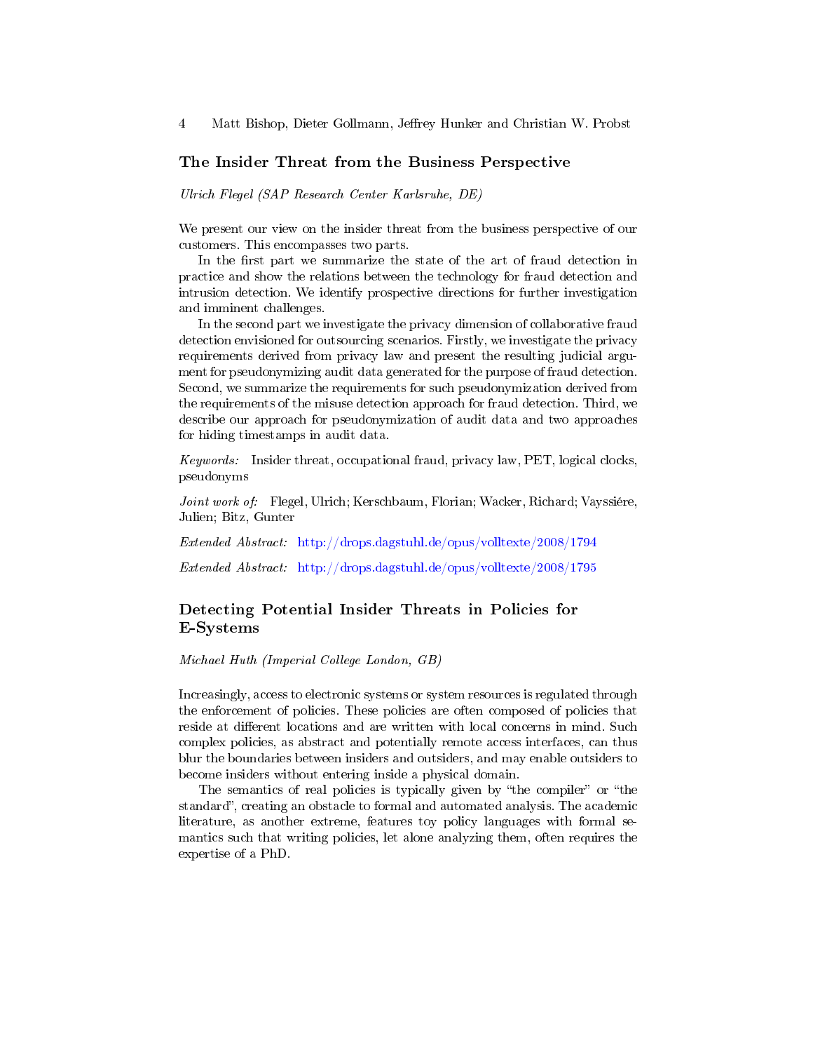## The Insider Threat from the Business Perspective

*Ulrich Flegel (SAP Research Center Karlsruhe, DE)*

We present our view on the insider threat from the business perspective of our customers. This encompasses two parts.

In the first part we summarize the state of the art of fraud detection in practice and show the relations between the technology for fraud detection and intrusion detection. We identify prospective directions for further investigation and imminent challenges.

In the second part we investigate the privacy dimension of collaborative fraud detection envisioned for outsourcing scenarios. Firstly, we investigate the privacy requirements derived from privacy law and present the resulting judicial argument for pseudonymizing audit data generated for the purpose of fraud detection. Second, we summarize the requirements for such pseudonymization derived from the requirements of the misuse detection approach for fraud detection. Third, we describe our approach for pseudonymization of audit data and two approaches for hiding timestamps in audit data.

*Keywords:* Insider threat, occupational fraud, privacy law, PET, logical clocks, pseudonyms

*Joint work of:* Flegel, Ulrich; Kerschbaum, Florian; Wacker, Richard; Vayssiére, Julien; Bitz, Gunter

*Extended Abstract:* http://drops.dagstuhl.de/opus/volltexte/2008/1794

*Extended Abstract:* http://drops.dagstuhl.de/opus/volltexte/2008/1795

## Detecting Potential Insider Threats in Policies for E-Systems

*Michael Huth (Imperial College London, GB)*

Increasingly, access to electronic systems or system resources is regulated through the enforcement of policies. These policies are often composed of policies that reside at different locations and are written with local concerns in mind. Such complex policies, as abstract and potentially remote access interfaces, can thus blur the boundaries between insiders and outsiders, and may enable outsiders to become insiders without entering inside a physical domain.

The semantics of real policies is typically given by "the compiler" or "the standard", creating an obstacle to formal and automated analysis. The academic literature, as another extreme, features toy policy languages with formal semantics such that writing policies, let alone analyzing them, often requires the expertise of a PhD.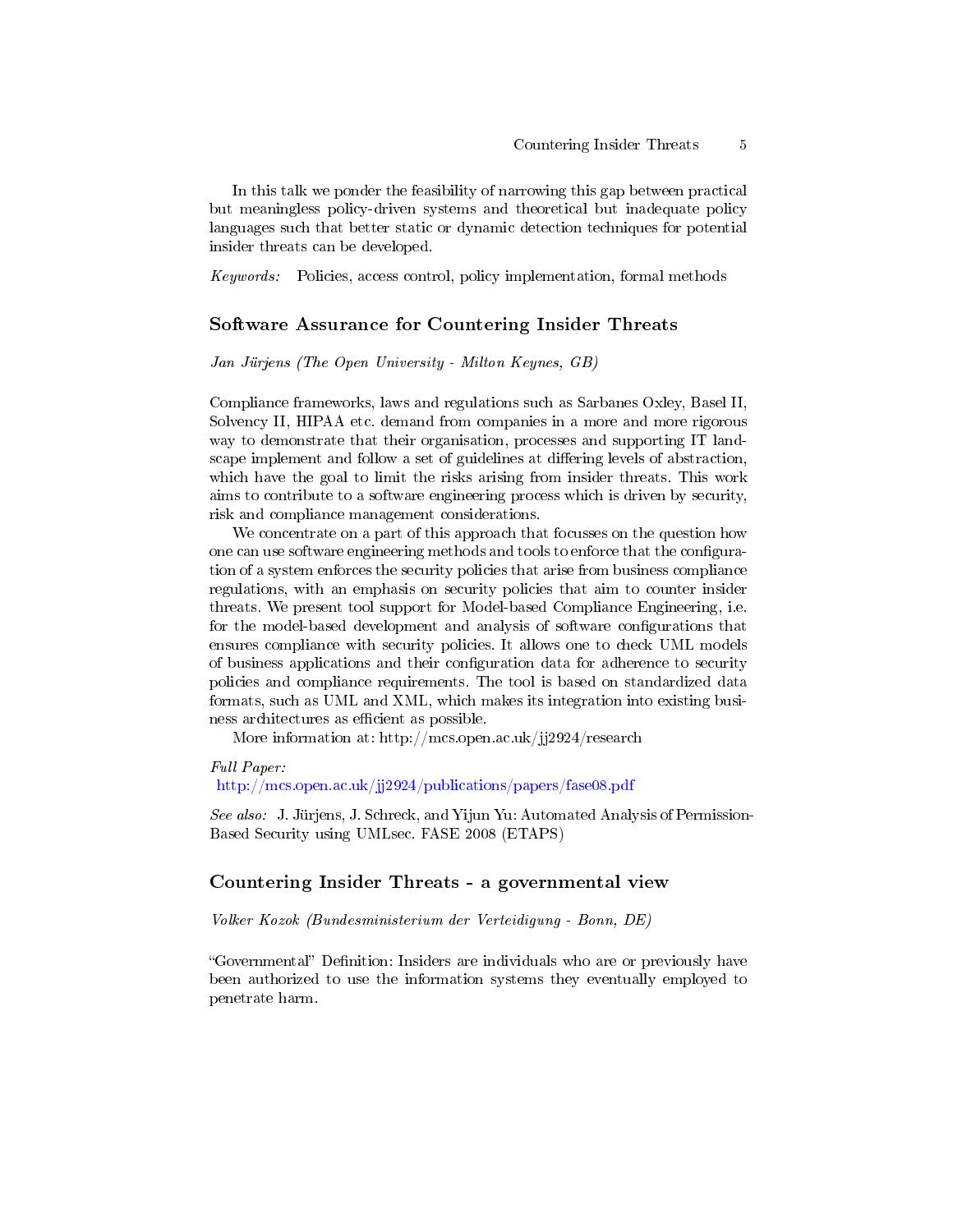In this talk we ponder the feasibility of narrowing this gap between practical but meaningless policy-driven systems and theoretical but inadequate policy languages such that better static or dynamic detection techniques for potential insider threats can be developed.

*Keywords:* Policies, access control, policy implementation, formal methods

## Software Assurance for Countering Insider Threats

*Jan Jürjens (The Open University - Milton Keynes, GB)*

Compliance frameworks, laws and regulations such as Sarbanes Oxley, Basel II, Solvency II, HIPAA etc. demand from companies in a more and more rigorous way to demonstrate that their organisation, processes and supporting IT landscape implement and follow a set of guidelines at differing levels of abstraction, which have the goal to limit the risks arising from insider threats. This work aims to contribute to a software engineering process which is driven by security, risk and compliance management considerations.

We concentrate on a part of this approach that focusses on the question how one can use software engineering methods and tools to enforce that the configuration of a system enforces the security policies that arise from business compliance regulations, with an emphasis on security policies that aim to counter insider threats. We present tool support for Model-based Compliance Engineering, i.e. for the model-based development and analysis of software configurations that ensures compliance with security policies. It allows one to check UML models of business applications and their configuration data for adherence to security policies and compliance requirements. The tool is based on standardized data formats, such as UML and XML, which makes its integration into existing business architectures as efficient as possible.

More information at: http://mcs.open.ac.uk/jj2924/research

*Full Paper:*
http://mcs.open.ac.uk/jj2924/publications/papers/fase08.pdf

*See also:* J. Jürjens, J. Schreck, and Yijun Yu: Automated Analysis of Permission-Based Security using UMLsec. FASE 2008 (ETAPS)

## Countering Insider Threats - a governmental view

*Volker Kozok (Bundesministerium der Verteidigung - Bonn, DE)*

"Governmental" Definition: Insiders are individuals who are or previously have been authorized to use the information systems they eventually employed to penetrate harm.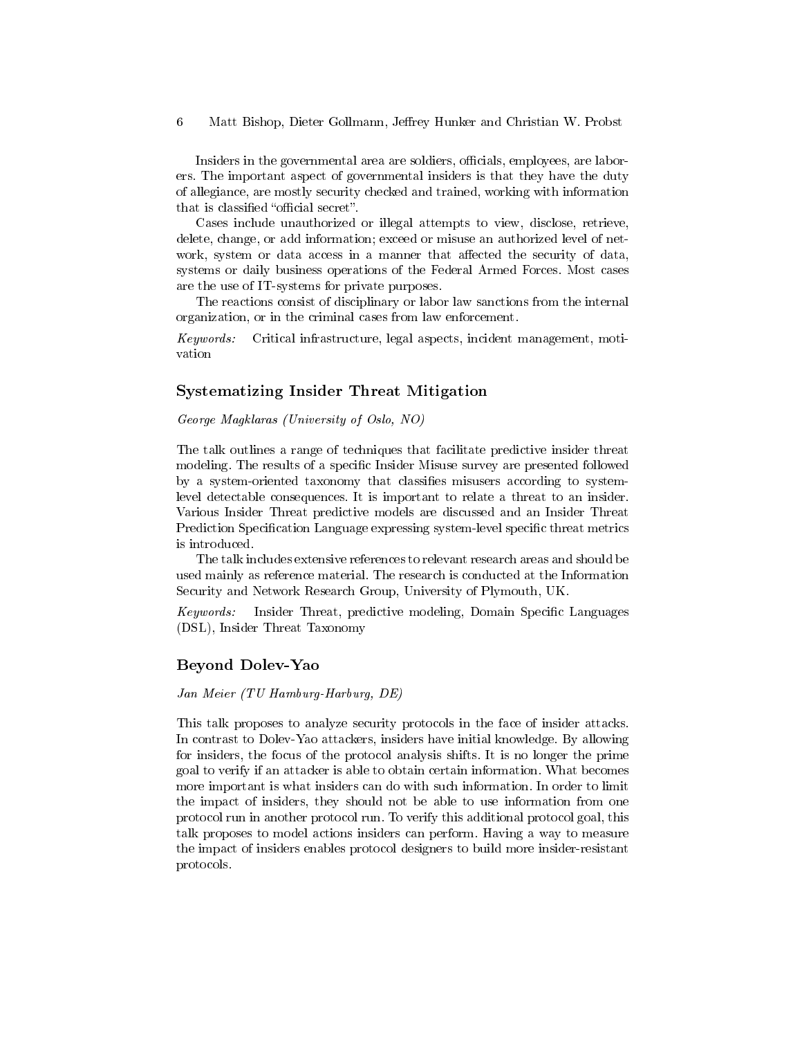Insiders in the governmental area are soldiers, officials, employees, are laborers. The important aspect of governmental insiders is that they have the duty of allegiance, are mostly security checked and trained, working with information that is classified "official secret".

Cases include unauthorized or illegal attempts to view, disclose, retrieve, delete, change, or add information; exceed or misuse an authorized level of network, system or data access in a manner that affected the security of data, systems or daily business operations of the Federal Armed Forces. Most cases are the use of IT-systems for private purposes.

The reactions consist of disciplinary or labor law sanctions from the internal organization, or in the criminal cases from law enforcement.

*Keywords:* Critical infrastructure, legal aspects, incident management, motivation

## Systematizing Insider Threat Mitigation

*George Magklaras (University of Oslo, NO)*

The talk outlines a range of techniques that facilitate predictive insider threat modeling. The results of a specific Insider Misuse survey are presented followed by a system-oriented taxonomy that classifies misusers according to system-level detectable consequences. It is important to relate a threat to an insider. Various Insider Threat predictive models are discussed and an Insider Threat Prediction Specification Language expressing system-level specific threat metrics is introduced.

The talk includes extensive references to relevant research areas and should be used mainly as reference material. The research is conducted at the Information Security and Network Research Group, University of Plymouth, UK.

*Keywords:* Insider Threat, predictive modeling, Domain Specific Languages (DSL), Insider Threat Taxonomy

## Beyond Dolev-Yao

*Jan Meier (TU Hamburg-Harburg, DE)*

This talk proposes to analyze security protocols in the face of insider attacks. In contrast to Dolev-Yao attackers, insiders have initial knowledge. By allowing for insiders, the focus of the protocol analysis shifts. It is no longer the prime goal to verify if an attacker is able to obtain certain information. What becomes more important is what insiders can do with such information. In order to limit the impact of insiders, they should not be able to use information from one protocol run in another protocol run. To verify this additional protocol goal, this talk proposes to model actions insiders can perform. Having a way to measure the impact of insiders enables protocol designers to build more insider-resistant protocols.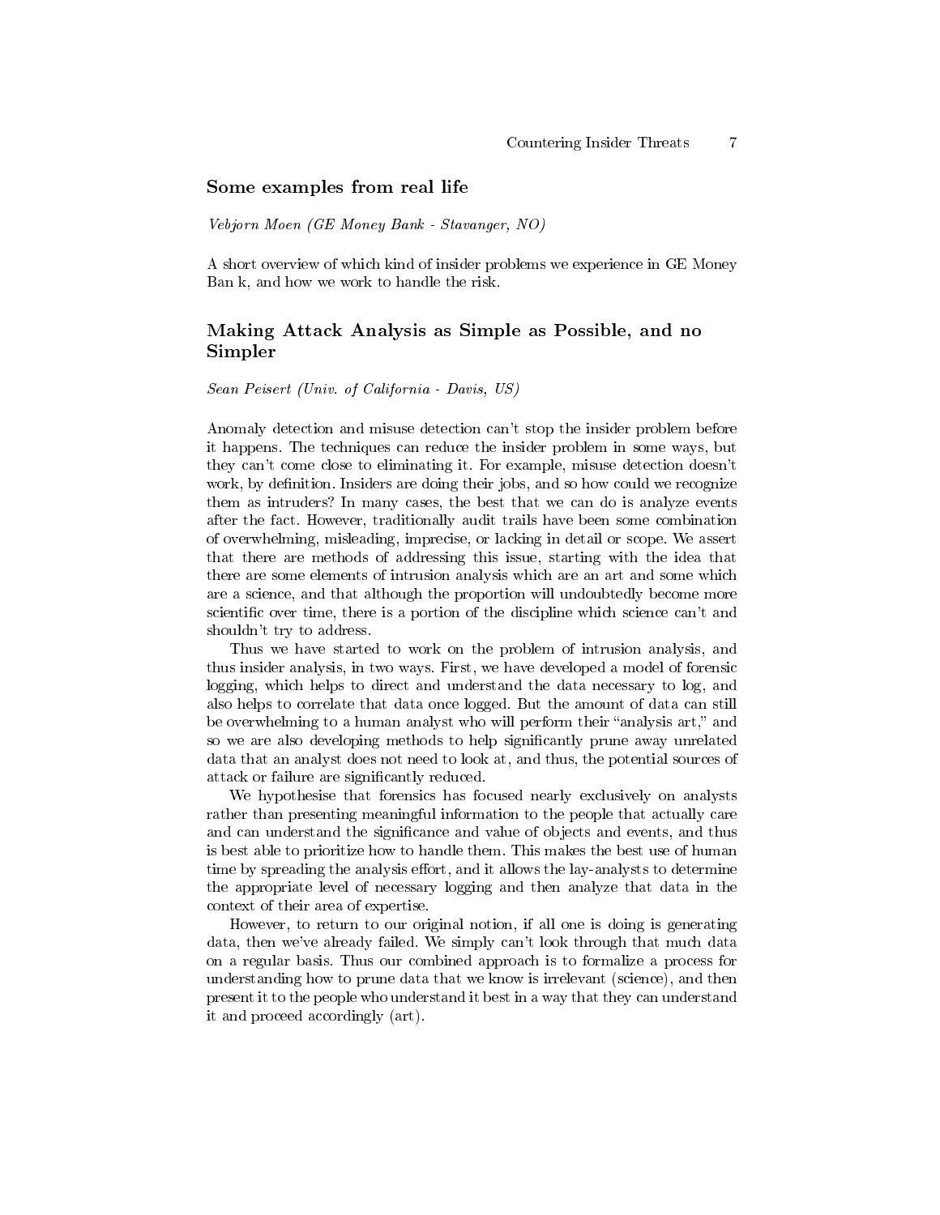## Some examples from real life

*Vebjorn Moen (GE Money Bank - Stavanger, NO)*

A short overview of which kind of insider problems we experience in GE Money Ban k, and how we work to handle the risk.

## Making Attack Analysis as Simple as Possible, and no Simpler

*Sean Peisert (Univ. of California - Davis, US)*

Anomaly detection and misuse detection can't stop the insider problem before it happens. The techniques can reduce the insider problem in some ways, but they can't come close to eliminating it. For example, misuse detection doesn't work, by definition. Insiders are doing their jobs, and so how could we recognize them as intruders? In many cases, the best that we can do is analyze events after the fact. However, traditionally audit trails have been some combination of overwhelming, misleading, imprecise, or lacking in detail or scope. We assert that there are methods of addressing this issue, starting with the idea that there are some elements of intrusion analysis which are an art and some which are a science, and that although the proportion will undoubtedly become more scientific over time, there is a portion of the discipline which science can't and shouldn't try to address.

Thus we have started to work on the problem of intrusion analysis, and thus insider analysis, in two ways. First, we have developed a model of forensic logging, which helps to direct and understand the data necessary to log, and also helps to correlate that data once logged. But the amount of data can still be overwhelming to a human analyst who will perform their "analysis art," and so we are also developing methods to help significantly prune away unrelated data that an analyst does not need to look at, and thus, the potential sources of attack or failure are significantly reduced.

We hypothesise that forensics has focused nearly exclusively on analysts rather than presenting meaningful information to the people that actually care and can understand the significance and value of objects and events, and thus is best able to prioritize how to handle them. This makes the best use of human time by spreading the analysis effort, and it allows the lay-analysts to determine the appropriate level of necessary logging and then analyze that data in the context of their area of expertise.

However, to return to our original notion, if all one is doing is generating data, then we've already failed. We simply can't look through that much data on a regular basis. Thus our combined approach is to formalize a process for understanding how to prune data that we know is irrelevant (science), and then present it to the people who understand it best in a way that they can understand it and proceed accordingly (art).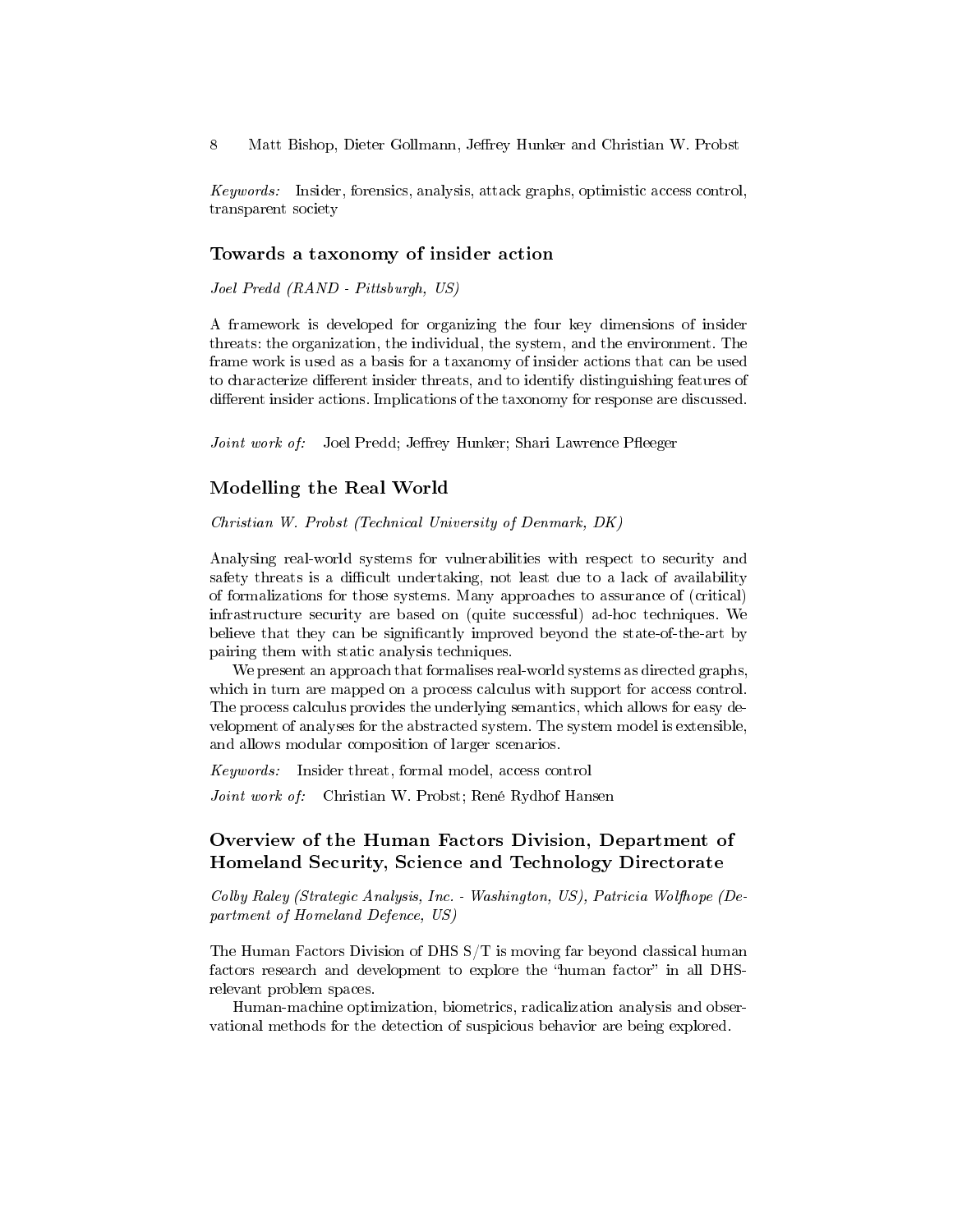*Keywords:* Insider, forensics, analysis, attack graphs, optimistic access control, transparent society

## Towards a taxonomy of insider action

*Joel Predd (RAND - Pittsburgh, US)*

A framework is developed for organizing the four key dimensions of insider threats: the organization, the individual, the system, and the environment. The frame work is used as a basis for a taxonomy of insider actions that can be used to characterize different insider threats, and to identify distinguishing features of different insider actions. Implications of the taxonomy for response are discussed.

*Joint work of:* Joel Predd; Jeffrey Hunker; Shari Lawrence Pfleeger

## Modelling the Real World

*Christian W. Probst (Technical University of Denmark, DK)*

Analysing real-world systems for vulnerabilities with respect to security and safety threats is a difficult undertaking, not least due to a lack of availability of formalizations for those systems. Many approaches to assurance of (critical) infrastructure security are based on (quite successful) ad-hoc techniques. We believe that they can be significantly improved beyond the state-of-the-art by pairing them with static analysis techniques.

We present an approach that formalises real-world systems as directed graphs, which in turn are mapped on a process calculus with support for access control. The process calculus provides the underlying semantics, which allows for easy development of analyses for the abstracted system. The system model is extensible, and allows modular composition of larger scenarios.

*Keywords:* Insider threat, formal model, access control

*Joint work of:* Christian W. Probst; René Rydhof Hansen

## Overview of the Human Factors Division, Department of Homeland Security, Science and Technology Directorate

*Colby Raley (Strategic Analysis, Inc. - Washington, US), Patricia Wolfhope (Department of Homeland Defence, US)*

The Human Factors Division of DHS S/T is moving far beyond classical human factors research and development to explore the "human factor" in all DHS-relevant problem spaces.

Human-machine optimization, biometrics, radicalization analysis and observational methods for the detection of suspicious behavior are being explored.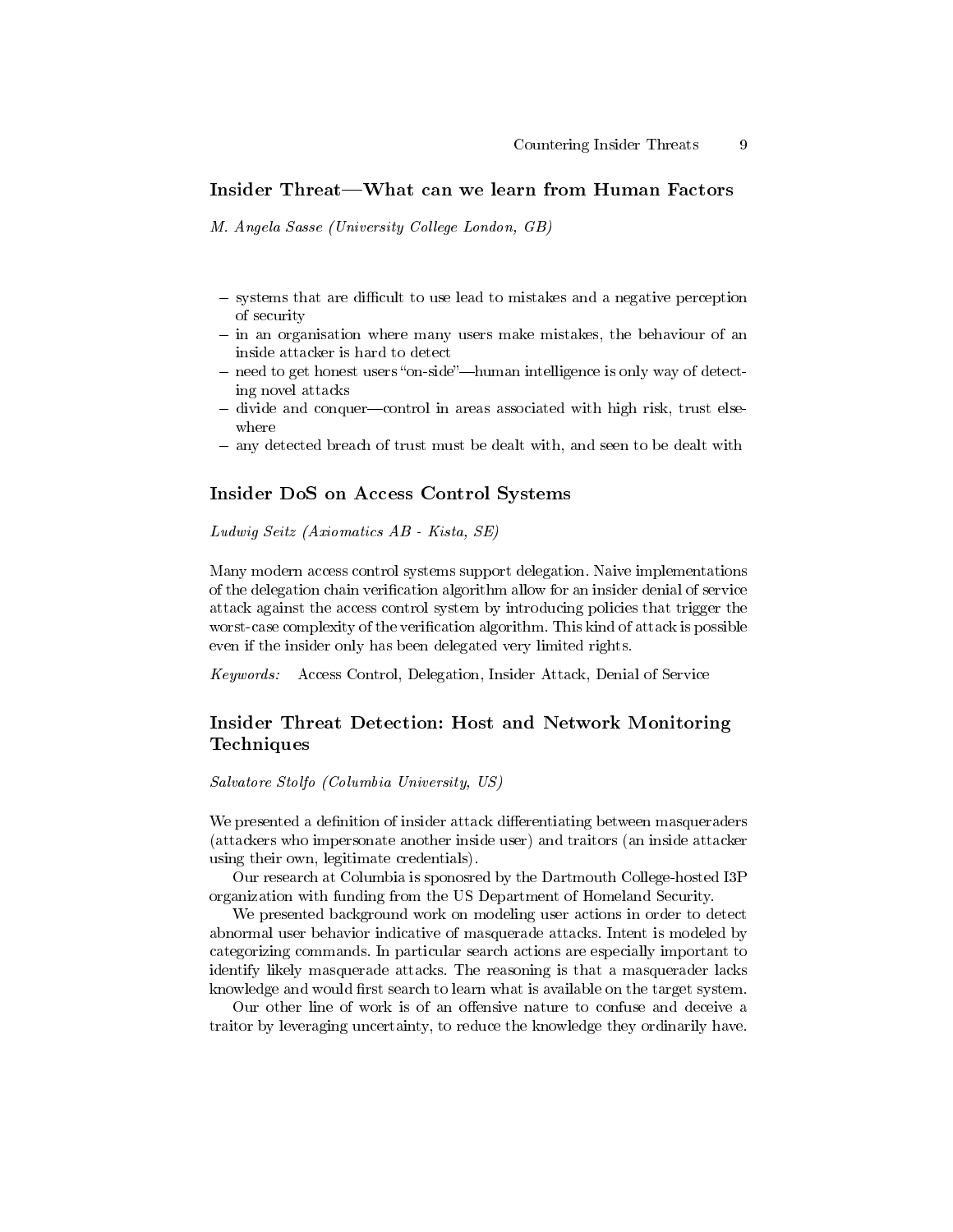## Insider Threat—What can we learn from Human Factors

*M. Angela Sasse (University College London, GB)*

- systems that are difficult to use lead to mistakes and a negative perception of security
- in an organisation where many users make mistakes, the behaviour of an inside attacker is hard to detect
- need to get honest users "on-side"—human intelligence is only way of detecting novel attacks
- divide and conquer—control in areas associated with high risk, trust elsewhere
- any detected breach of trust must be dealt with, and seen to be dealt with

## Insider DoS on Access Control Systems

*Ludwig Seitz (Axiomatics AB - Kista, SE)*

Many modern access control systems support delegation. Naive implementations of the delegation chain verification algorithm allow for an insider denial of service attack against the access control system by introducing policies that trigger the worst-case complexity of the verification algorithm. This kind of attack is possible even if the insider only has been delegated very limited rights.

*Keywords:* Access Control, Delegation, Insider Attack, Denial of Service

## Insider Threat Detection: Host and Network Monitoring Techniques

*Salvatore Stolfo (Columbia University, US)*

We presented a definition of insider attack differentiating between masqueraders (attackers who impersonate another inside user) and traitors (an inside attacker using their own, legitimate credentials).

Our research at Columbia is sponosred by the Dartmouth College-hosted I3P organization with funding from the US Department of Homeland Security.

We presented background work on modeling user actions in order to detect abnormal user behavior indicative of masquerade attacks. Intent is modeled by categorizing commands. In particular search actions are especially important to identify likely masquerade attacks. The reasoning is that a masquerader lacks knowledge and would first search to learn what is available on the target system.

Our other line of work is of an offensive nature to confuse and deceive a traitor by leveraging uncertainty, to reduce the knowledge they ordinarily have.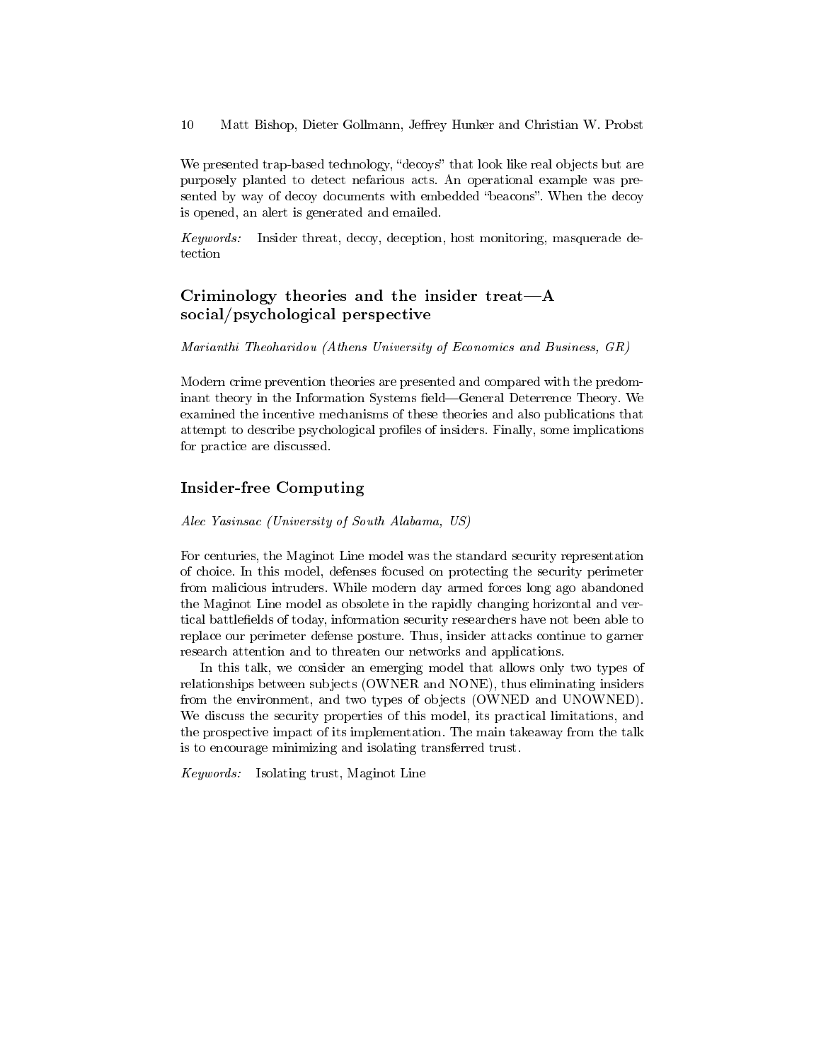We presented trap-based technology, "decoys" that look like real objects but are purposely planted to detect nefarious acts. An operational example was presented by way of decoy documents with embedded "beacons". When the decoy is opened, an alert is generated and emailed.

*Keywords:* Insider threat, decoy, deception, host monitoring, masquerade detection

## Criminology theories and the insider treat—A social/psychological perspective

*Marianthi Theoharidou (Athens University of Economics and Business, GR)*

Modern crime prevention theories are presented and compared with the predominant theory in the Information Systems field—General Deterrence Theory. We examined the incentive mechanisms of these theories and also publications that attempt to describe psychological profiles of insiders. Finally, some implications for practice are discussed.

## Insider-free Computing

*Alec Yasinsac (University of South Alabama, US)*

For centuries, the Maginot Line model was the standard security representation of choice. In this model, defenses focused on protecting the security perimeter from malicious intruders. While modern day armed forces long ago abandoned the Maginot Line model as obsolete in the rapidly changing horizontal and vertical battlefields of today, information security researchers have not been able to replace our perimeter defense posture. Thus, insider attacks continue to garner research attention and to threaten our networks and applications.

In this talk, we consider an emerging model that allows only two types of relationships between subjects (OWNER and NONE), thus eliminating insiders from the environment, and two types of objects (OWNED and UNOWNED). We discuss the security properties of this model, its practical limitations, and the prospective impact of its implementation. The main takeaway from the talk is to encourage minimizing and isolating transferred trust.

*Keywords:* Isolating trust, Maginot Line